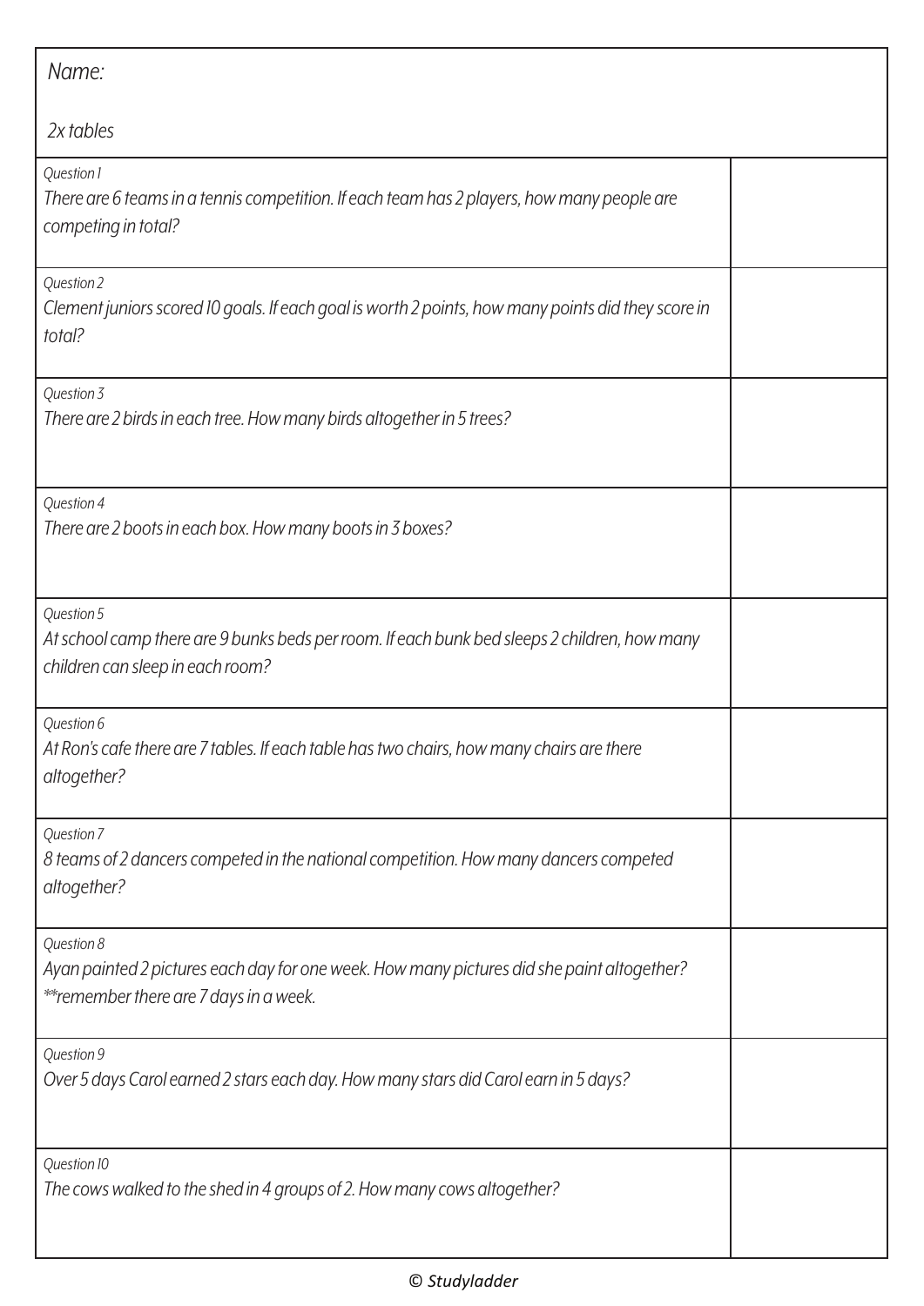Name:

2x tables

| | |
|---|---|
| *Question 1*<br>*There are 6 teams in a tennis competition. If each team has 2 players, how many people are competing in total?* | |
| *Question 2*<br>*Clement juniors scored 10 goals. If each goal is worth 2 points, how many points did they score in total?* | |
| *Question 3*<br>*There are 2 birds in each tree. How many birds altogether in 5 trees?* | |
| *Question 4*<br>*There are 2 boots in each box. How many boots in 3 boxes?* | |
| *Question 5*<br>*At school camp there are 9 bunks beds per room. If each bunk bed sleeps 2 children, how many children can sleep in each room?* | |
| *Question 6*<br>*At Ron's cafe there are 7 tables. If each table has two chairs, how many chairs are there altogether?* | |
| *Question 7*<br>*8 teams of 2 dancers competed in the national competition. How many dancers competed altogether?* | |
| *Question 8*<br>*Ayan painted 2 pictures each day for one week. How many pictures did she paint altogether?*<br>*\*\*remember there are 7 days in a week.* | |
| *Question 9*<br>*Over 5 days Carol earned 2 stars each day. How many stars did Carol earn in 5 days?* | |
| *Question 10*<br>*The cows walked to the shed in 4 groups of 2. How many cows altogether?* | |

© Studyladder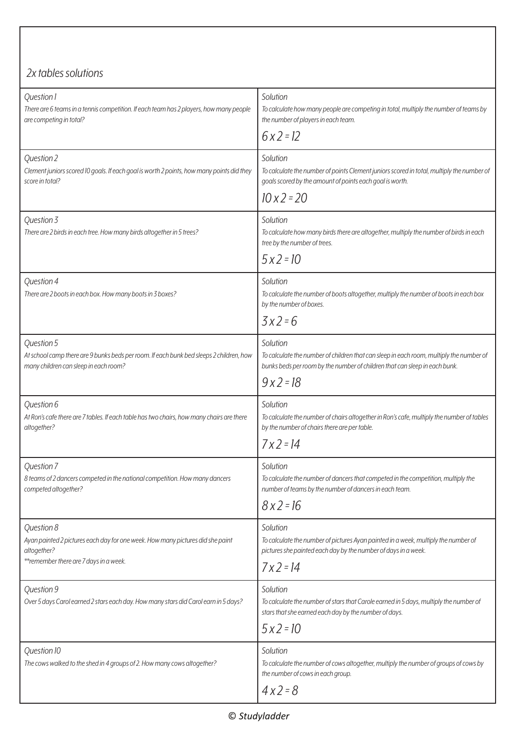# 2x tables solutions

| Question | Solution |
| --- | --- |
| Question 1<br>There are 6 teams in a tennis competition. If each team has 2 players, how many people are competing in total? | Solution<br>To calculate how many people are competing in total, multiply the number of teams by the number of players in each team.<br>$6 \times 2 = 12$ |
| Question 2<br>Clement juniors scored 10 goals. If each goal is worth 2 points, how many points did they score in total? | Solution<br>To calculate the number of points Clement juniors scored in total, multiply the number of goals scored by the amount of points each goal is worth.<br>$10 \times 2 = 20$ |
| Question 3<br>There are 2 birds in each tree. How many birds altogether in 5 trees? | Solution<br>To calculate how many birds there are altogether, multiply the number of birds in each tree by the number of trees.<br>$5 \times 2 = 10$ |
| Question 4<br>There are 2 boots in each box. How many boots in 3 boxes? | Solution<br>To calculate the number of boots altogether, multiply the number of boots in each box by the number of boxes.<br>$3 \times 2 = 6$ |
| Question 5<br>At school camp there are 9 bunks beds per room. If each bunk bed sleeps 2 children, how many children can sleep in each room? | Solution<br>To calculate the number of children that can sleep in each room, multiply the number of bunks beds per room by the number of children that can sleep in each bunk.<br>$9 \times 2 = 18$ |
| Question 6<br>At Ron's cafe there are 7 tables. If each table has two chairs, how many chairs are there altogether? | Solution<br>To calculate the number of chairs altogether in Ron's cafe, multiply the number of tables by the number of chairs there are per table.<br>$7 \times 2 = 14$ |
| Question 7<br>8 teams of 2 dancers competed in the national competition. How many dancers competed altogether? | Solution<br>To calculate the number of dancers that competed in the competition, multiply the number of teams by the number of dancers in each team.<br>$8 \times 2 = 16$ |
| Question 8<br>Ayan painted 2 pictures each day for one week. How many pictures did she paint altogether?<br>**remember there are 7 days in a week. | Solution<br>To calculate the number of pictures Ayan painted in a week, multiply the number of pictures she painted each day by the number of days in a week.<br>$7 \times 2 = 14$ |
| Question 9<br>Over 5 days Carol earned 2 stars each day. How many stars did Carol earn in 5 days? | Solution<br>To calculate the number of stars that Carole earned in 5 days, multiply the number of stars that she earned each day by the number of days.<br>$5 \times 2 = 10$ |
| Question 10<br>The cows walked to the shed in 4 groups of 2. How many cows altogether? | Solution<br>To calculate the number of cows altogether, multiply the number of groups of cows by the number of cows in each group.<br>$4 \times 2 = 8$ |

© Studyladder